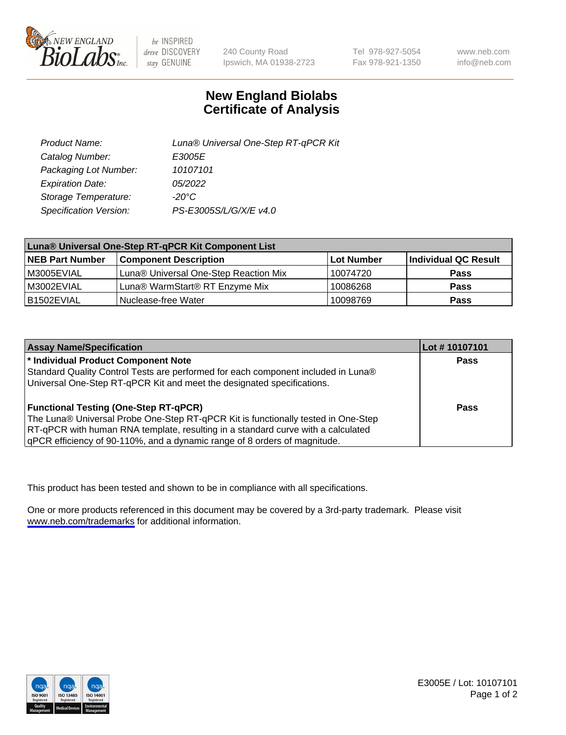New England Biolabs Inc. — be INSPIRED drive DISCOVERY stay GENUINE

240 County Road
Ipswich, MA 01938-2723

Tel 978-927-5054
Fax 978-921-1350

www.neb.com
info@neb.com

# New England Biolabs
# Certificate of Analysis

| | |
|---|---|
| *Product Name:* | *Luna® Universal One-Step RT-qPCR Kit* |
| *Catalog Number:* | *E3005E* |
| *Packaging Lot Number:* | *10107101* |
| *Expiration Date:* | *05/2022* |
| *Storage Temperature:* | *-20°C* |
| *Specification Version:* | *PS-E3005S/L/G/X/E v4.0* |

**Luna® Universal One-Step RT-qPCR Kit Component List**

| NEB Part Number | Component Description | Lot Number | Individual QC Result |
|---|---|---|---|
| M3005EVIAL | Luna® Universal One-Step Reaction Mix | 10074720 | **Pass** |
| M3002EVIAL | Luna® WarmStart® RT Enzyme Mix | 10086268 | **Pass** |
| B1502EVIAL | Nuclease-free Water | 10098769 | **Pass** |

| Assay Name/Specification | Lot # 10107101 |
|---|---|
| **\* Individual Product Component Note**<br>Standard Quality Control Tests are performed for each component included in Luna® Universal One-Step RT-qPCR Kit and meet the designated specifications. | **Pass** |
| **Functional Testing (One-Step RT-qPCR)**<br>The Luna® Universal Probe One-Step RT-qPCR Kit is functionally tested in One-Step RT-qPCR with human RNA template, resulting in a standard curve with a calculated qPCR efficiency of 90-110%, and a dynamic range of 8 orders of magnitude. | **Pass** |

This product has been tested and shown to be in compliance with all specifications.

One or more products referenced in this document may be covered by a 3rd-party trademark. Please visit www.neb.com/trademarks for additional information.

E3005E / Lot: 10107101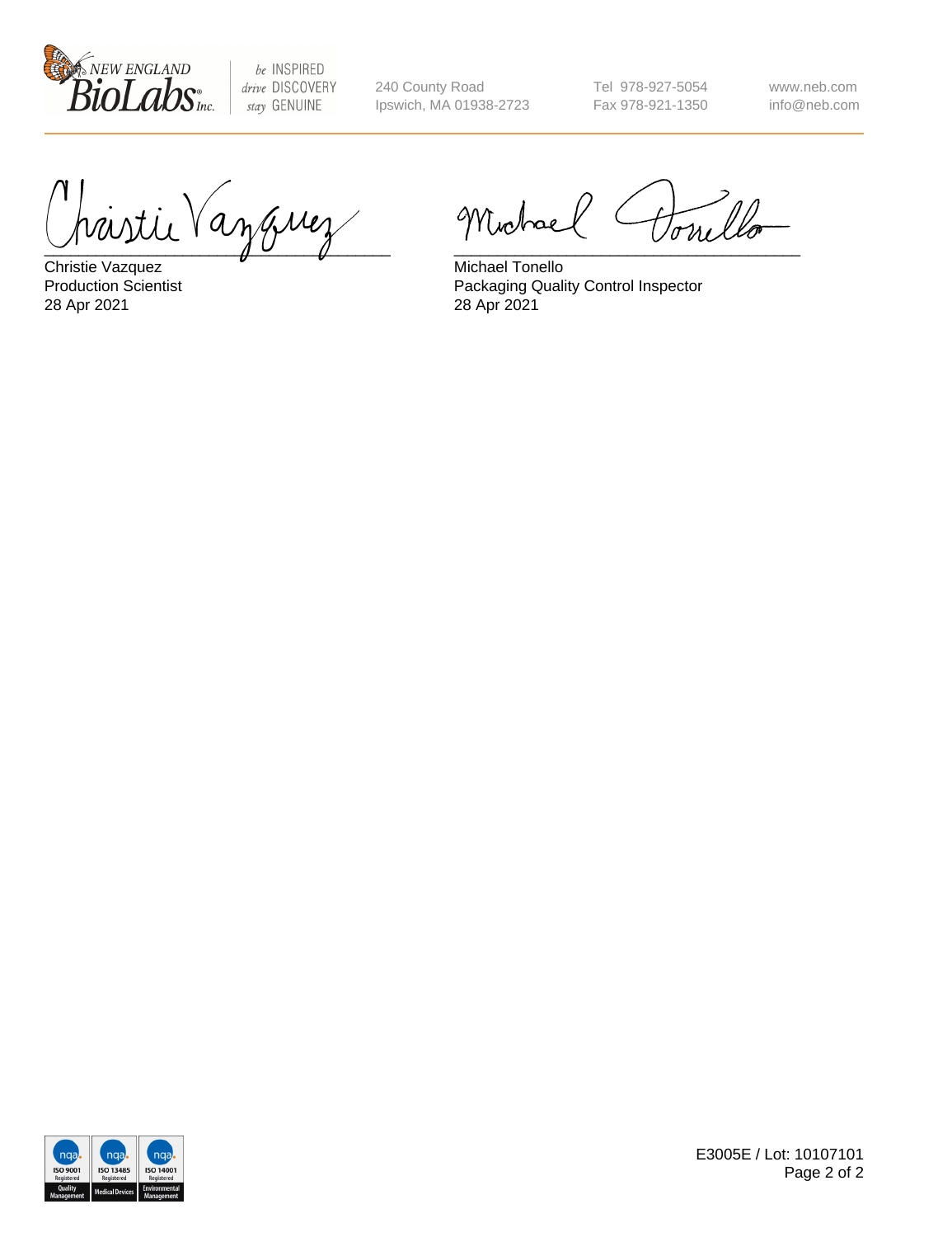Christie Vazquez
Production Scientist
28 Apr 2021

Michael Tonello
Packaging Quality Control Inspector
28 Apr 2021

E3005E / Lot: 10107101